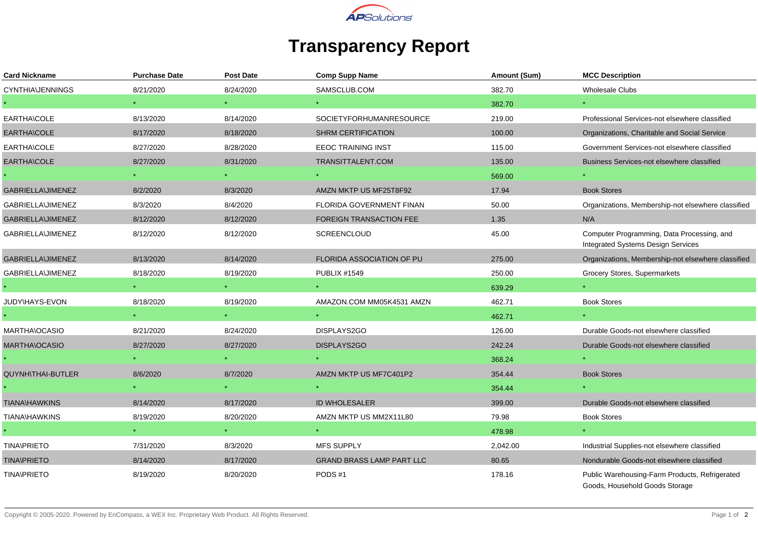# Transparency Report

| Card Nickname | Purchase Date | Post Date | Comp Supp Name | Amount (Sum) | MCC Description |
|---|---|---|---|---|---|
| CYNTHIA\JENNINGS | 8/21/2020 | 8/24/2020 | SAMSCLUB.COM | 382.70 | Wholesale Clubs |
| * | * | * | * | 382.70 | * |
| EARTHA\COLE | 8/13/2020 | 8/14/2020 | SOCIETYFORHUMANRESOURCE | 219.00 | Professional Services-not elsewhere classified |
| EARTHA\COLE | 8/17/2020 | 8/18/2020 | SHRM CERTIFICATION | 100.00 | Organizations, Charitable and Social Service |
| EARTHA\COLE | 8/27/2020 | 8/28/2020 | EEOC TRAINING INST | 115.00 | Government Services-not elsewhere classified |
| EARTHA\COLE | 8/27/2020 | 8/31/2020 | TRANSITTALENT.COM | 135.00 | Business Services-not elsewhere classified |
| * | * | * | * | 569.00 | * |
| GABRIELLA\JIMENEZ | 8/2/2020 | 8/3/2020 | AMZN MKTP US MF25T8F92 | 17.94 | Book Stores |
| GABRIELLA\JIMENEZ | 8/3/2020 | 8/4/2020 | FLORIDA GOVERNMENT FINAN | 50.00 | Organizations, Membership-not elsewhere classified |
| GABRIELLA\JIMENEZ | 8/12/2020 | 8/12/2020 | FOREIGN TRANSACTION FEE | 1.35 | N/A |
| GABRIELLA\JIMENEZ | 8/12/2020 | 8/12/2020 | SCREENCLOUD | 45.00 | Computer Programming, Data Processing, and Integrated Systems Design Services |
| GABRIELLA\JIMENEZ | 8/13/2020 | 8/14/2020 | FLORIDA ASSOCIATION OF PU | 275.00 | Organizations, Membership-not elsewhere classified |
| GABRIELLA\JIMENEZ | 8/18/2020 | 8/19/2020 | PUBLIX #1549 | 250.00 | Grocery Stores, Supermarkets |
| * | * | * | * | 639.29 | * |
| JUDY\HAYS-EVON | 8/18/2020 | 8/19/2020 | AMAZON.COM MM05K4531 AMZN | 462.71 | Book Stores |
| * | * | * | * | 462.71 | * |
| MARTHA\OCASIO | 8/21/2020 | 8/24/2020 | DISPLAYS2GO | 126.00 | Durable Goods-not elsewhere classified |
| MARTHA\OCASIO | 8/27/2020 | 8/27/2020 | DISPLAYS2GO | 242.24 | Durable Goods-not elsewhere classified |
| * | * | * | * | 368.24 | * |
| QUYNH\THAI-BUTLER | 8/6/2020 | 8/7/2020 | AMZN MKTP US MF7C401P2 | 354.44 | Book Stores |
| * | * | * | * | 354.44 | * |
| TIANA\HAWKINS | 8/14/2020 | 8/17/2020 | ID WHOLESALER | 399.00 | Durable Goods-not elsewhere classified |
| TIANA\HAWKINS | 8/19/2020 | 8/20/2020 | AMZN MKTP US MM2X11L80 | 79.98 | Book Stores |
| * | * | * | * | 478.98 | * |
| TINA\PRIETO | 7/31/2020 | 8/3/2020 | MFS SUPPLY | 2,042.00 | Industrial Supplies-not elsewhere classified |
| TINA\PRIETO | 8/14/2020 | 8/17/2020 | GRAND BRASS LAMP PART LLC | 80.65 | Nondurable Goods-not elsewhere classified |
| TINA\PRIETO | 8/19/2020 | 8/20/2020 | PODS #1 | 178.16 | Public Warehousing-Farm Products, Refrigerated Goods, Household Goods Storage |

Copyright © 2005-2020. Powered by EnCompass, a WEX Inc. Proprietary Web Product. All Rights Reserved.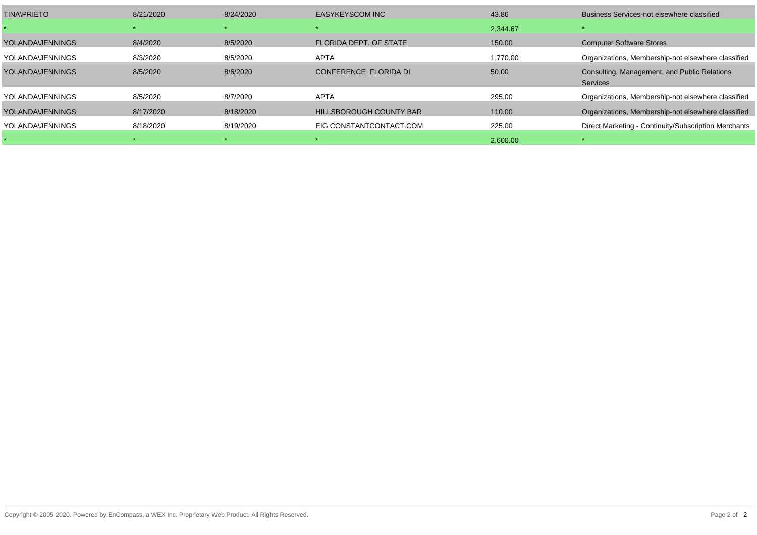| | | | | | |
|---|---|---|---|---|---|
| TINA\PRIETO | 8/21/2020 | 8/24/2020 | EASYKEYSCOM INC | 43.86 | Business Services-not elsewhere classified |
| * | * | * | * | 2,344.67 | * |
| YOLANDA\JENNINGS | 8/4/2020 | 8/5/2020 | FLORIDA DEPT. OF STATE | 150.00 | Computer Software Stores |
| YOLANDA\JENNINGS | 8/3/2020 | 8/5/2020 | APTA | 1,770.00 | Organizations, Membership-not elsewhere classified |
| YOLANDA\JENNINGS | 8/5/2020 | 8/6/2020 | CONFERENCE FLORIDA DI | 50.00 | Consulting, Management, and Public Relations Services |
| YOLANDA\JENNINGS | 8/5/2020 | 8/7/2020 | APTA | 295.00 | Organizations, Membership-not elsewhere classified |
| YOLANDA\JENNINGS | 8/17/2020 | 8/18/2020 | HILLSBOROUGH COUNTY BAR | 110.00 | Organizations, Membership-not elsewhere classified |
| YOLANDA\JENNINGS | 8/18/2020 | 8/19/2020 | EIG CONSTANTCONTACT.COM | 225.00 | Direct Marketing - Continuity/Subscription Merchants |
| * | * | * | * | 2,600.00 | * |

Copyright © 2005-2020. Powered by EnCompass, a WEX Inc. Proprietary Web Product. All Rights Reserved.